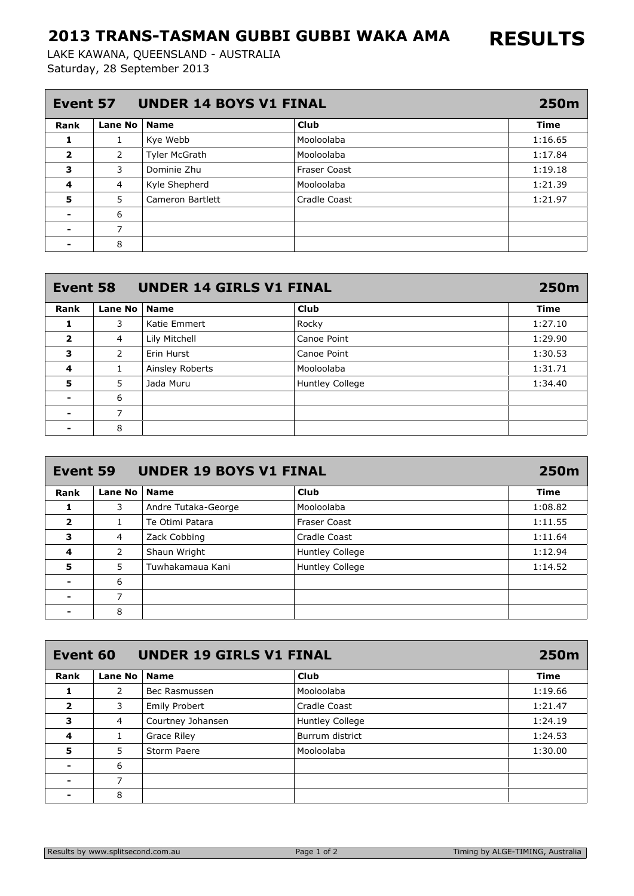# 2013 TRANS-TASMAN GUBBI GUBBI WAKA AMA

# RESULTS

LAKE KAWANA, QUEENSLAND - AUSTRALIA
Saturday, 28 September 2013

## Event 57 UNDER 14 BOYS V1 FINAL — 250m

| Rank | Lane No | Name | Club | Time |
|---|---|---|---|---|
| 1 | 1 | Kye Webb | Mooloolaba | 1:16.65 |
| 2 | 2 | Tyler McGrath | Mooloolaba | 1:17.84 |
| 3 | 3 | Dominie Zhu | Fraser Coast | 1:19.18 |
| 4 | 4 | Kyle Shepherd | Mooloolaba | 1:21.39 |
| 5 | 5 | Cameron Bartlett | Cradle Coast | 1:21.97 |
| - | 6 | | | |
| - | 7 | | | |
| - | 8 | | | |

## Event 58 UNDER 14 GIRLS V1 FINAL — 250m

| Rank | Lane No | Name | Club | Time |
|---|---|---|---|---|
| 1 | 3 | Katie Emmert | Rocky | 1:27.10 |
| 2 | 4 | Lily Mitchell | Canoe Point | 1:29.90 |
| 3 | 2 | Erin Hurst | Canoe Point | 1:30.53 |
| 4 | 1 | Ainsley Roberts | Mooloolaba | 1:31.71 |
| 5 | 5 | Jada Muru | Huntley College | 1:34.40 |
| - | 6 | | | |
| - | 7 | | | |
| - | 8 | | | |

## Event 59 UNDER 19 BOYS V1 FINAL — 250m

| Rank | Lane No | Name | Club | Time |
|---|---|---|---|---|
| 1 | 3 | Andre Tutaka-George | Mooloolaba | 1:08.82 |
| 2 | 1 | Te Otimi Patara | Fraser Coast | 1:11.55 |
| 3 | 4 | Zack Cobbing | Cradle Coast | 1:11.64 |
| 4 | 2 | Shaun Wright | Huntley College | 1:12.94 |
| 5 | 5 | Tuwhakamaua Kani | Huntley College | 1:14.52 |
| - | 6 | | | |
| - | 7 | | | |
| - | 8 | | | |

## Event 60 UNDER 19 GIRLS V1 FINAL — 250m

| Rank | Lane No | Name | Club | Time |
|---|---|---|---|---|
| 1 | 2 | Bec Rasmussen | Mooloolaba | 1:19.66 |
| 2 | 3 | Emily Probert | Cradle Coast | 1:21.47 |
| 3 | 4 | Courtney Johansen | Huntley College | 1:24.19 |
| 4 | 1 | Grace Riley | Burrum district | 1:24.53 |
| 5 | 5 | Storm Paere | Mooloolaba | 1:30.00 |
| - | 6 | | | |
| - | 7 | | | |
| - | 8 | | | |

Results by www.splitsecond.com.au — Timing by ALGE-TIMING, Australia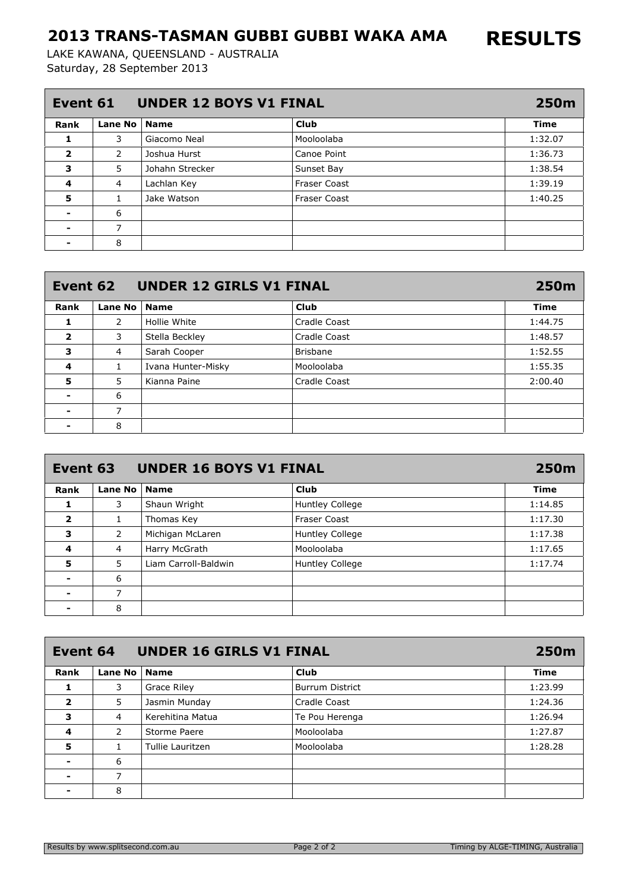# 2013 TRANS-TASMAN GUBBI GUBBI WAKA AMA

# RESULTS

LAKE KAWANA, QUEENSLAND - AUSTRALIA
Saturday, 28 September 2013

## Event 61 UNDER 12 BOYS V1 FINAL 250m

| Rank | Lane No | Name | Club | Time |
|---|---|---|---|---|
| 1 | 3 | Giacomo Neal | Mooloolaba | 1:32.07 |
| 2 | 2 | Joshua Hurst | Canoe Point | 1:36.73 |
| 3 | 5 | Johahn Strecker | Sunset Bay | 1:38.54 |
| 4 | 4 | Lachlan Key | Fraser Coast | 1:39.19 |
| 5 | 1 | Jake Watson | Fraser Coast | 1:40.25 |
| - | 6 | | | |
| - | 7 | | | |
| - | 8 | | | |

## Event 62 UNDER 12 GIRLS V1 FINAL 250m

| Rank | Lane No | Name | Club | Time |
|---|---|---|---|---|
| 1 | 2 | Hollie White | Cradle Coast | 1:44.75 |
| 2 | 3 | Stella Beckley | Cradle Coast | 1:48.57 |
| 3 | 4 | Sarah Cooper | Brisbane | 1:52.55 |
| 4 | 1 | Ivana Hunter-Misky | Mooloolaba | 1:55.35 |
| 5 | 5 | Kianna Paine | Cradle Coast | 2:00.40 |
| - | 6 | | | |
| - | 7 | | | |
| - | 8 | | | |

## Event 63 UNDER 16 BOYS V1 FINAL 250m

| Rank | Lane No | Name | Club | Time |
|---|---|---|---|---|
| 1 | 3 | Shaun Wright | Huntley College | 1:14.85 |
| 2 | 1 | Thomas Key | Fraser Coast | 1:17.30 |
| 3 | 2 | Michigan McLaren | Huntley College | 1:17.38 |
| 4 | 4 | Harry McGrath | Mooloolaba | 1:17.65 |
| 5 | 5 | Liam Carroll-Baldwin | Huntley College | 1:17.74 |
| - | 6 | | | |
| - | 7 | | | |
| - | 8 | | | |

## Event 64 UNDER 16 GIRLS V1 FINAL 250m

| Rank | Lane No | Name | Club | Time |
|---|---|---|---|---|
| 1 | 3 | Grace Riley | Burrum District | 1:23.99 |
| 2 | 5 | Jasmin Munday | Cradle Coast | 1:24.36 |
| 3 | 4 | Kerehitina Matua | Te Pou Herenga | 1:26.94 |
| 4 | 2 | Storme Paere | Mooloolaba | 1:27.87 |
| 5 | 1 | Tullie Lauritzen | Mooloolaba | 1:28.28 |
| - | 6 | | | |
| - | 7 | | | |
| - | 8 | | | |

Results by www.splitsecond.com.au Timing by ALGE-TIMING, Australia